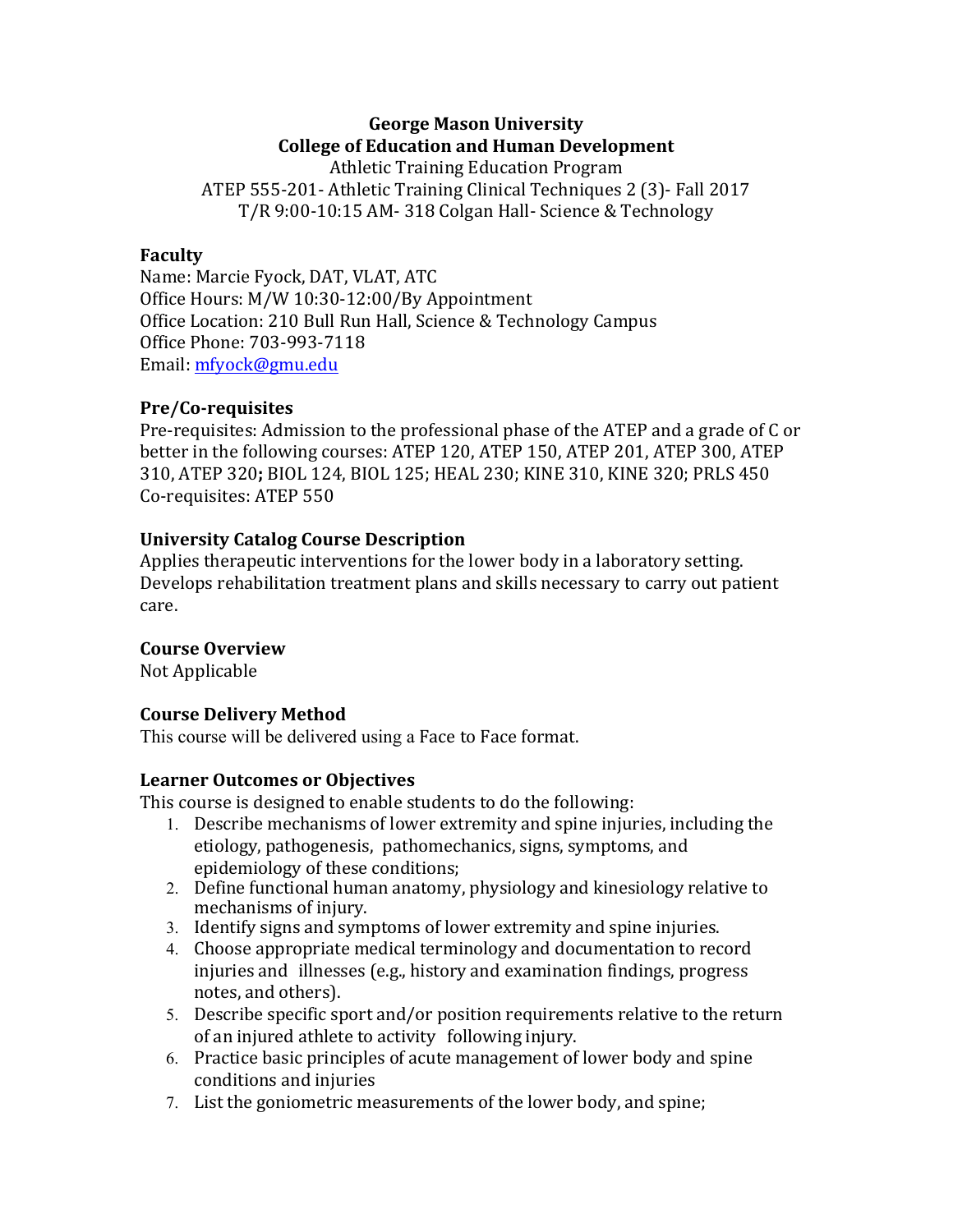**George Mason University**
**College of Education and Human Development**
Athletic Training Education Program
ATEP 555-201- Athletic Training Clinical Techniques 2 (3)- Fall 2017
T/R 9:00-10:15 AM- 318 Colgan Hall- Science & Technology

## Faculty

Name: Marcie Fyock, DAT, VLAT, ATC
Office Hours: M/W 10:30-12:00/By Appointment
Office Location: 210 Bull Run Hall, Science & Technology Campus
Office Phone: 703-993-7118
Email: mfyock@gmu.edu

## Pre/Co-requisites

Pre-requisites: Admission to the professional phase of the ATEP and a grade of C or better in the following courses: ATEP 120, ATEP 150, ATEP 201, ATEP 300, ATEP 310, ATEP 320**;** BIOL 124, BIOL 125; HEAL 230; KINE 310, KINE 320; PRLS 450
Co-requisites: ATEP 550

## University Catalog Course Description

Applies therapeutic interventions for the lower body in a laboratory setting. Develops rehabilitation treatment plans and skills necessary to carry out patient care.

## Course Overview

Not Applicable

## Course Delivery Method

This course will be delivered using a Face to Face format.

## Learner Outcomes or Objectives

This course is designed to enable students to do the following:

1. Describe mechanisms of lower extremity and spine injuries, including the etiology, pathogenesis, pathomechanics, signs, symptoms, and epidemiology of these conditions;
2. Define functional human anatomy, physiology and kinesiology relative to mechanisms of injury.
3. Identify signs and symptoms of lower extremity and spine injuries.
4. Choose appropriate medical terminology and documentation to record injuries and illnesses (e.g., history and examination findings, progress notes, and others).
5. Describe specific sport and/or position requirements relative to the return of an injured athlete to activity following injury.
6. Practice basic principles of acute management of lower body and spine conditions and injuries
7. List the goniometric measurements of the lower body, and spine;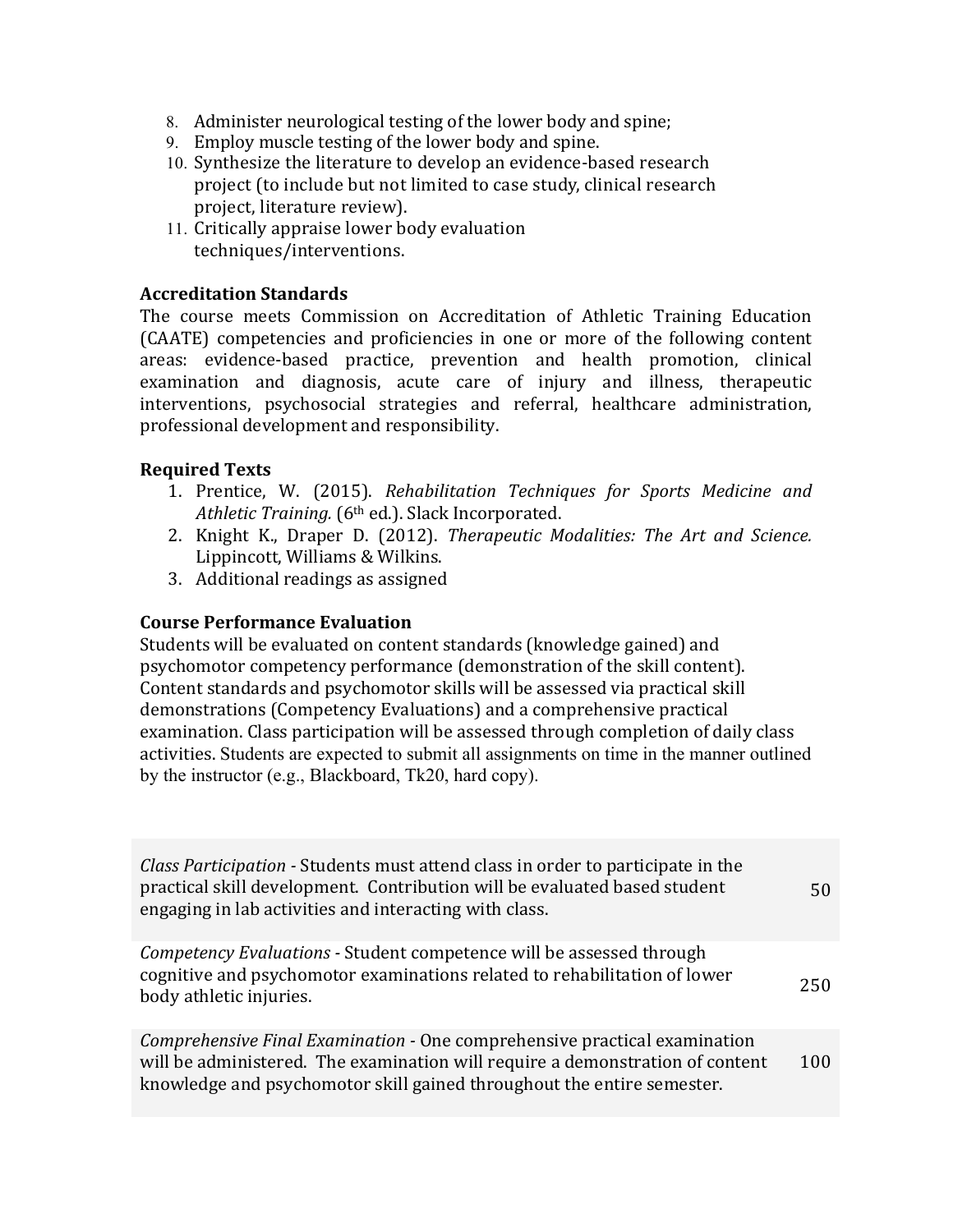8. Administer neurological testing of the lower body and spine;
9. Employ muscle testing of the lower body and spine.
10. Synthesize the literature to develop an evidence-based research project (to include but not limited to case study, clinical research project, literature review).
11. Critically appraise lower body evaluation techniques/interventions.

### Accreditation Standards

The course meets Commission on Accreditation of Athletic Training Education (CAATE) competencies and proficiencies in one or more of the following content areas: evidence-based practice, prevention and health promotion, clinical examination and diagnosis, acute care of injury and illness, therapeutic interventions, psychosocial strategies and referral, healthcare administration, professional development and responsibility.

### Required Texts

1. Prentice, W. (2015). *Rehabilitation Techniques for Sports Medicine and Athletic Training.* (6th ed.). Slack Incorporated.
2. Knight K., Draper D. (2012). *Therapeutic Modalities: The Art and Science.* Lippincott, Williams & Wilkins.
3. Additional readings as assigned

### Course Performance Evaluation

Students will be evaluated on content standards (knowledge gained) and psychomotor competency performance (demonstration of the skill content). Content standards and psychomotor skills will be assessed via practical skill demonstrations (Competency Evaluations) and a comprehensive practical examination. Class participation will be assessed through completion of daily class activities. Students are expected to submit all assignments on time in the manner outlined by the instructor (e.g., Blackboard, Tk20, hard copy).

| | |
|---|---|
| *Class Participation* - Students must attend class in order to participate in the practical skill development. Contribution will be evaluated based student engaging in lab activities and interacting with class. | 50 |
| *Competency Evaluations* - Student competence will be assessed through cognitive and psychomotor examinations related to rehabilitation of lower body athletic injuries. | 250 |
| *Comprehensive Final Examination* - One comprehensive practical examination will be administered. The examination will require a demonstration of content knowledge and psychomotor skill gained throughout the entire semester. | 100 |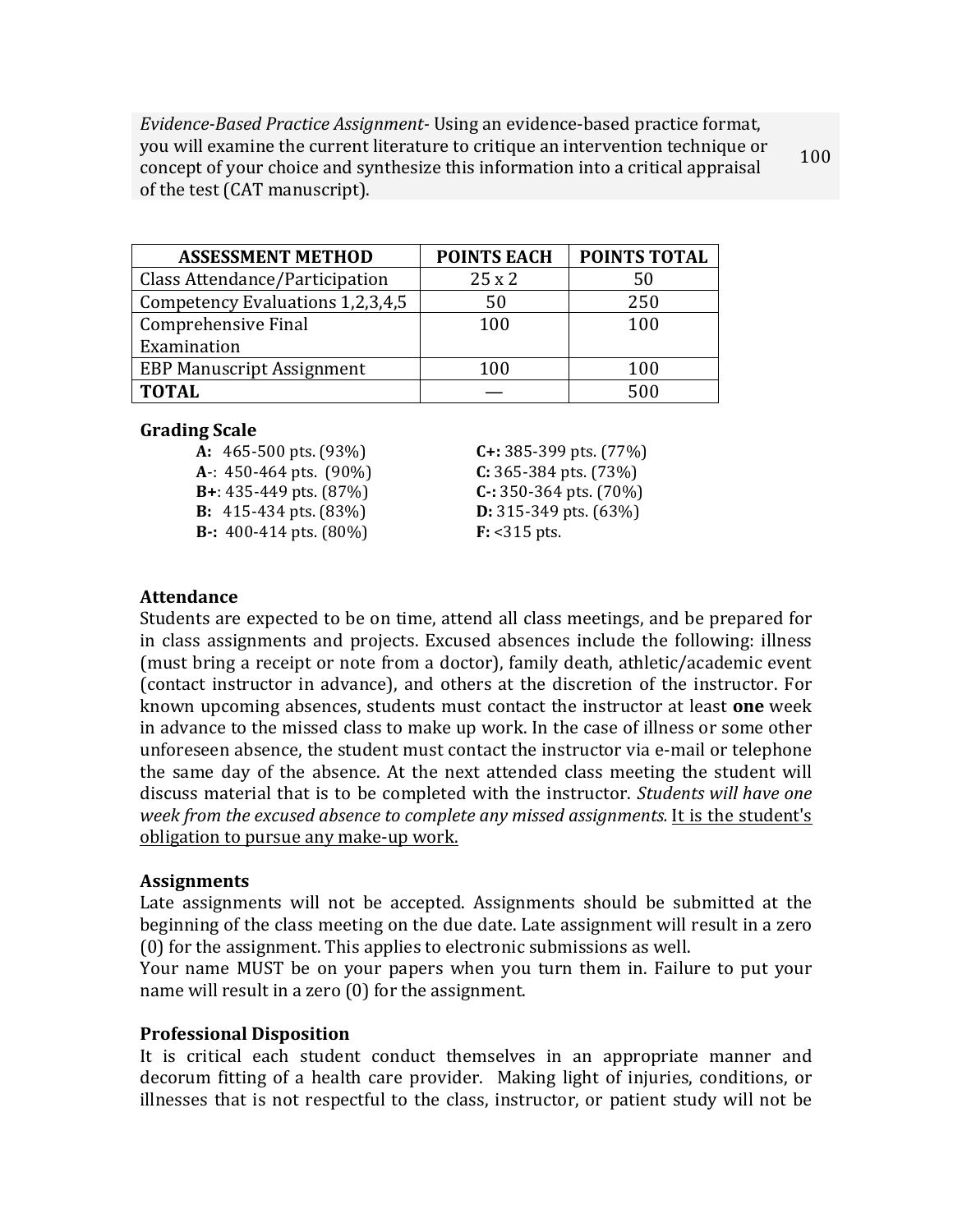| | |
|---|---|
| *Evidence-Based Practice Assignment*- Using an evidence-based practice format, you will examine the current literature to critique an intervention technique or concept of your choice and synthesize this information into a critical appraisal of the test (CAT manuscript). | 100 |

| ASSESSMENT METHOD | POINTS EACH | POINTS TOTAL |
|---|---|---|
| Class Attendance/Participation | 25 x 2 | 50 |
| Competency Evaluations 1,2,3,4,5 | 50 | 250 |
| Comprehensive Final Examination | 100 | 100 |
| EBP Manuscript Assignment | 100 | 100 |
| **TOTAL** | — | 500 |

**Grading Scale**

- **A:** 465-500 pts. (93%)
- **A**-: 450-464 pts. (90%)
- **B+**: 435-449 pts. (87%)
- **B:** 415-434 pts. (83%)
- **B-:** 400-414 pts. (80%)
- **C+:** 385-399 pts. (77%)
- **C:** 365-384 pts. (73%)
- **C-:** 350-364 pts. (70%)
- **D:** 315-349 pts. (63%)
- **F:** <315 pts.

**Attendance**

Students are expected to be on time, attend all class meetings, and be prepared for in class assignments and projects. Excused absences include the following: illness (must bring a receipt or note from a doctor), family death, athletic/academic event (contact instructor in advance), and others at the discretion of the instructor. For known upcoming absences, students must contact the instructor at least **one** week in advance to the missed class to make up work. In the case of illness or some other unforeseen absence, the student must contact the instructor via e-mail or telephone the same day of the absence. At the next attended class meeting the student will discuss material that is to be completed with the instructor. *Students will have one week from the excused absence to complete any missed assignments.* <u>It is the student's obligation to pursue any make-up work.</u>

**Assignments**

Late assignments will not be accepted. Assignments should be submitted at the beginning of the class meeting on the due date. Late assignment will result in a zero (0) for the assignment. This applies to electronic submissions as well.

Your name MUST be on your papers when you turn them in. Failure to put your name will result in a zero (0) for the assignment.

**Professional Disposition**

It is critical each student conduct themselves in an appropriate manner and decorum fitting of a health care provider. Making light of injuries, conditions, or illnesses that is not respectful to the class, instructor, or patient study will not be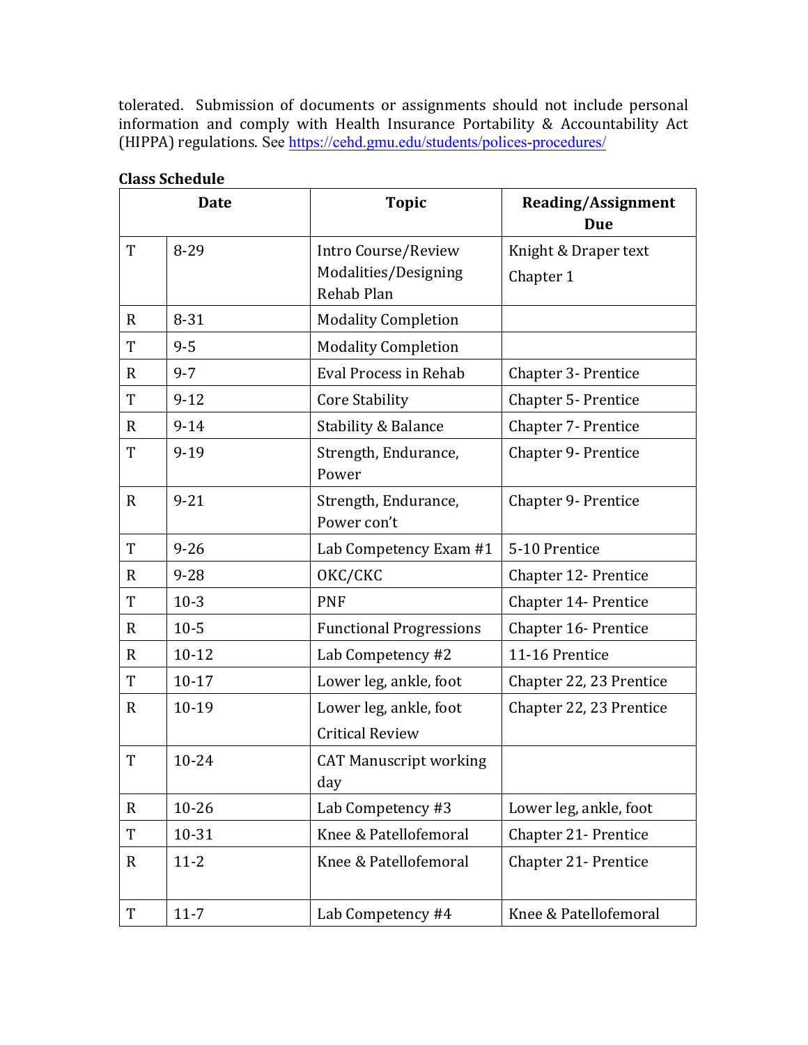tolerated. Submission of documents or assignments should not include personal information and comply with Health Insurance Portability & Accountability Act (HIPPA) regulations. See https://cehd.gmu.edu/students/polices-procedures/

**Class Schedule**

| Date | | Topic | Reading/Assignment Due |
|---|---|---|---|
| T | 8-29 | Intro Course/Review Modalities/Designing Rehab Plan | Knight & Draper text Chapter 1 |
| R | 8-31 | Modality Completion | |
| T | 9-5 | Modality Completion | |
| R | 9-7 | Eval Process in Rehab | Chapter 3- Prentice |
| T | 9-12 | Core Stability | Chapter 5- Prentice |
| R | 9-14 | Stability & Balance | Chapter 7- Prentice |
| T | 9-19 | Strength, Endurance, Power | Chapter 9- Prentice |
| R | 9-21 | Strength, Endurance, Power con't | Chapter 9- Prentice |
| T | 9-26 | Lab Competency Exam #1 | 5-10 Prentice |
| R | 9-28 | OKC/CKC | Chapter 12- Prentice |
| T | 10-3 | PNF | Chapter 14- Prentice |
| R | 10-5 | Functional Progressions | Chapter 16- Prentice |
| R | 10-12 | Lab Competency #2 | 11-16 Prentice |
| T | 10-17 | Lower leg, ankle, foot | Chapter 22, 23 Prentice |
| R | 10-19 | Lower leg, ankle, foot Critical Review | Chapter 22, 23 Prentice |
| T | 10-24 | CAT Manuscript working day | |
| R | 10-26 | Lab Competency #3 | Lower leg, ankle, foot |
| T | 10-31 | Knee & Patellofemoral | Chapter 21- Prentice |
| R | 11-2 | Knee & Patellofemoral | Chapter 21- Prentice |
| T | 11-7 | Lab Competency #4 | Knee & Patellofemoral |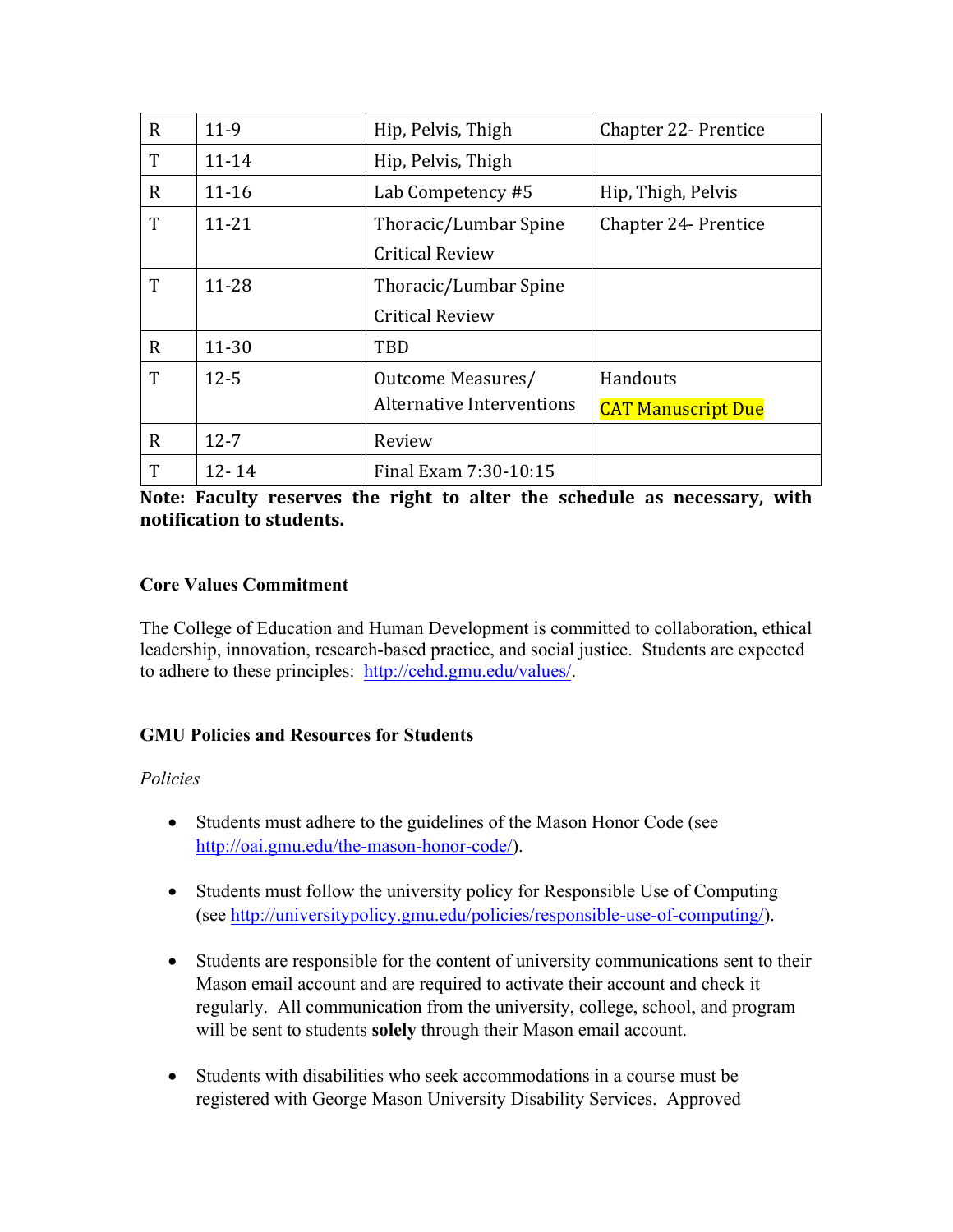| R | 11-9 | Hip, Pelvis, Thigh | Chapter 22- Prentice |
|---|---|---|---|
| T | 11-14 | Hip, Pelvis, Thigh | |
| R | 11-16 | Lab Competency #5 | Hip, Thigh, Pelvis |
| T | 11-21 | Thoracic/Lumbar Spine<br>Critical Review | Chapter 24- Prentice |
| T | 11-28 | Thoracic/Lumbar Spine<br>Critical Review | |
| R | 11-30 | TBD | |
| T | 12-5 | Outcome Measures/<br>Alternative Interventions | Handouts<br>CAT Manuscript Due |
| R | 12-7 | Review | |
| T | 12- 14 | Final Exam 7:30-10:15 | |

**Note: Faculty reserves the right to alter the schedule as necessary, with notification to students.**

**Core Values Commitment**

The College of Education and Human Development is committed to collaboration, ethical leadership, innovation, research-based practice, and social justice. Students are expected to adhere to these principles: http://cehd.gmu.edu/values/.

**GMU Policies and Resources for Students**

*Policies*

- Students must adhere to the guidelines of the Mason Honor Code (see http://oai.gmu.edu/the-mason-honor-code/).

- Students must follow the university policy for Responsible Use of Computing (see http://universitypolicy.gmu.edu/policies/responsible-use-of-computing/).

- Students are responsible for the content of university communications sent to their Mason email account and are required to activate their account and check it regularly. All communication from the university, college, school, and program will be sent to students **solely** through their Mason email account.

- Students with disabilities who seek accommodations in a course must be registered with George Mason University Disability Services. Approved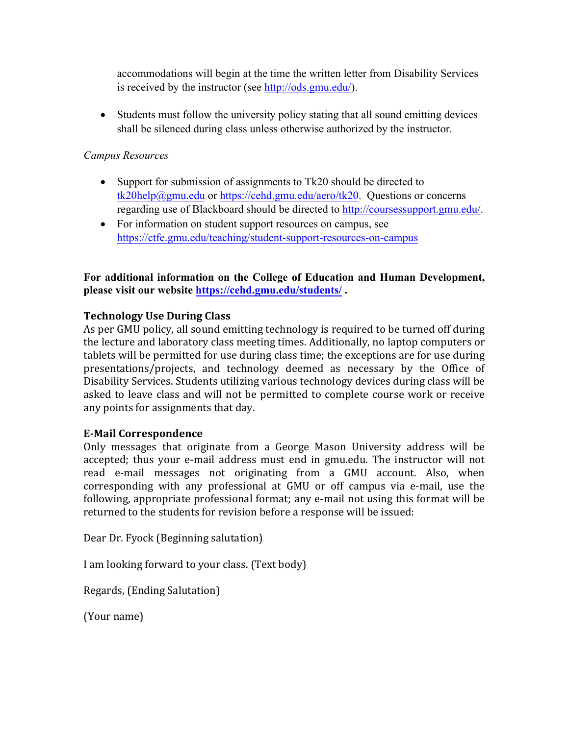accommodations will begin at the time the written letter from Disability Services is received by the instructor (see http://ods.gmu.edu/).

- Students must follow the university policy stating that all sound emitting devices shall be silenced during class unless otherwise authorized by the instructor.

*Campus Resources*

- Support for submission of assignments to Tk20 should be directed to tk20help@gmu.edu or https://cehd.gmu.edu/aero/tk20. Questions or concerns regarding use of Blackboard should be directed to http://coursessupport.gmu.edu/.
- For information on student support resources on campus, see https://ctfe.gmu.edu/teaching/student-support-resources-on-campus

**For additional information on the College of Education and Human Development, please visit our website https://cehd.gmu.edu/students/ .**

**Technology Use During Class**

As per GMU policy, all sound emitting technology is required to be turned off during the lecture and laboratory class meeting times. Additionally, no laptop computers or tablets will be permitted for use during class time; the exceptions are for use during presentations/projects, and technology deemed as necessary by the Office of Disability Services. Students utilizing various technology devices during class will be asked to leave class and will not be permitted to complete course work or receive any points for assignments that day.

**E-Mail Correspondence**

Only messages that originate from a George Mason University address will be accepted; thus your e-mail address must end in gmu.edu. The instructor will not read e-mail messages not originating from a GMU account. Also, when corresponding with any professional at GMU or off campus via e-mail, use the following, appropriate professional format; any e-mail not using this format will be returned to the students for revision before a response will be issued:

Dear Dr. Fyock (Beginning salutation)

I am looking forward to your class. (Text body)

Regards, (Ending Salutation)

(Your name)